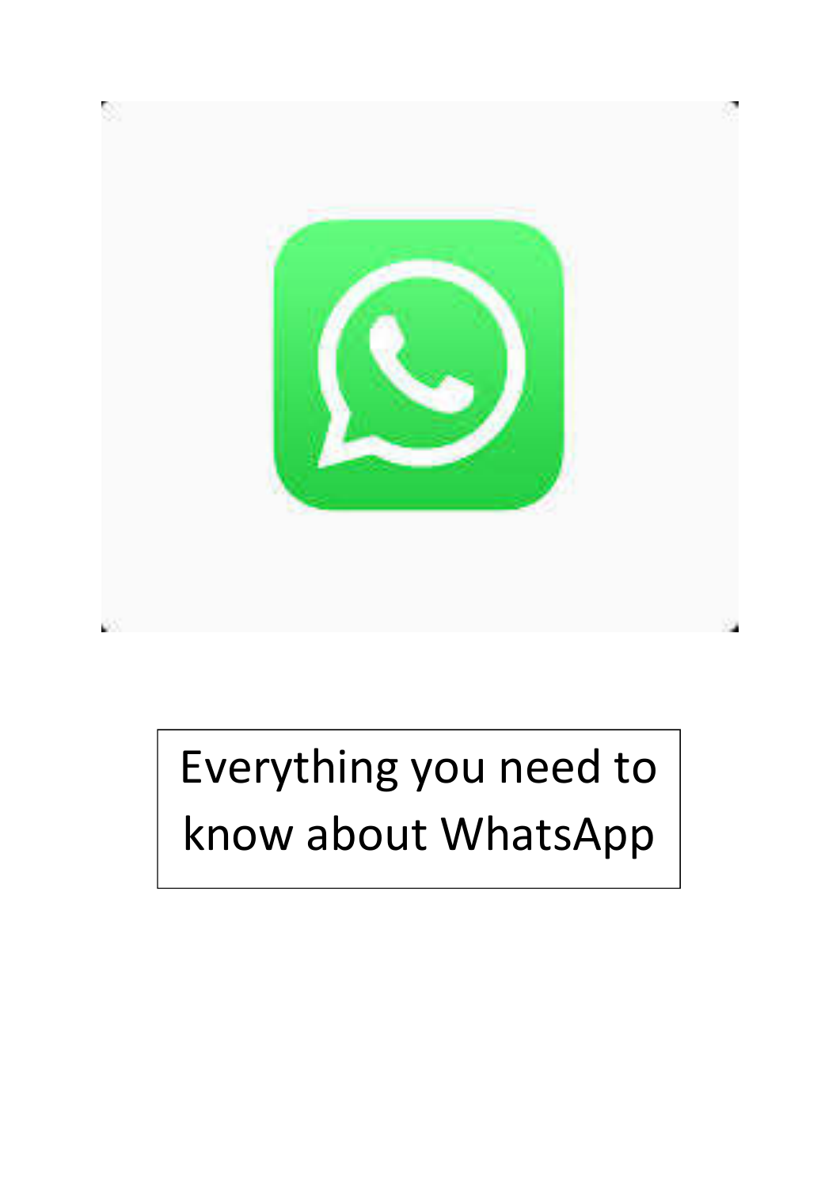# Everything you need to know about WhatsApp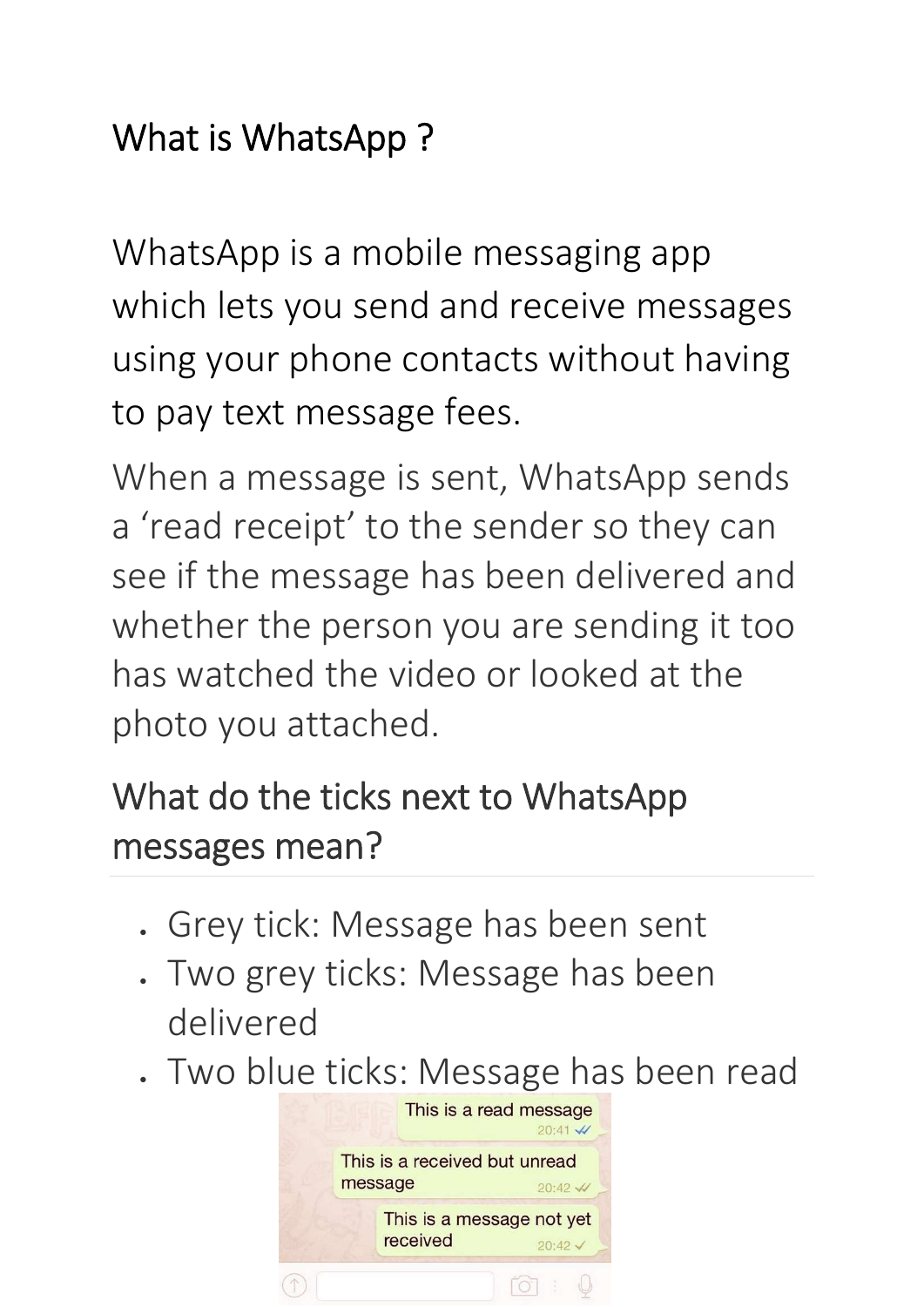# What is WhatsApp ?

WhatsApp is a mobile messaging app which lets you send and receive messages using your phone contacts without having to pay text message fees.

When a message is sent, WhatsApp sends a 'read receipt' to the sender so they can see if the message has been delivered and whether the person you are sending it too has watched the video or looked at the photo you attached.

## What do the ticks next to WhatsApp messages mean?

- Grey tick: Message has been sent
- Two grey ticks: Message has been delivered
- Two blue ticks: Message has been read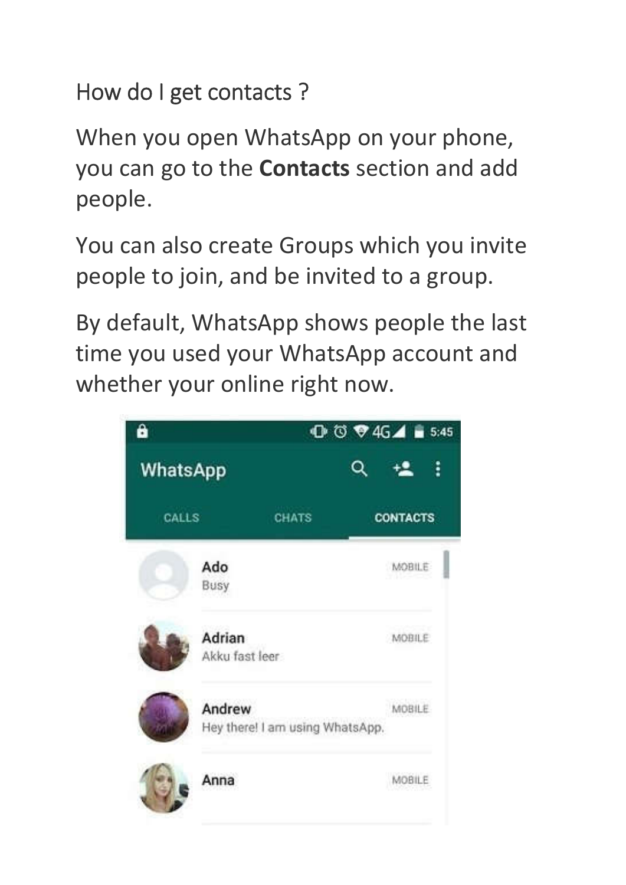## How do I get contacts ?

When you open WhatsApp on your phone, you can go to the **Contacts** section and add people.

You can also create Groups which you invite people to join, and be invited to a group.

By default, WhatsApp shows people the last time you used your WhatsApp account and whether your online right now.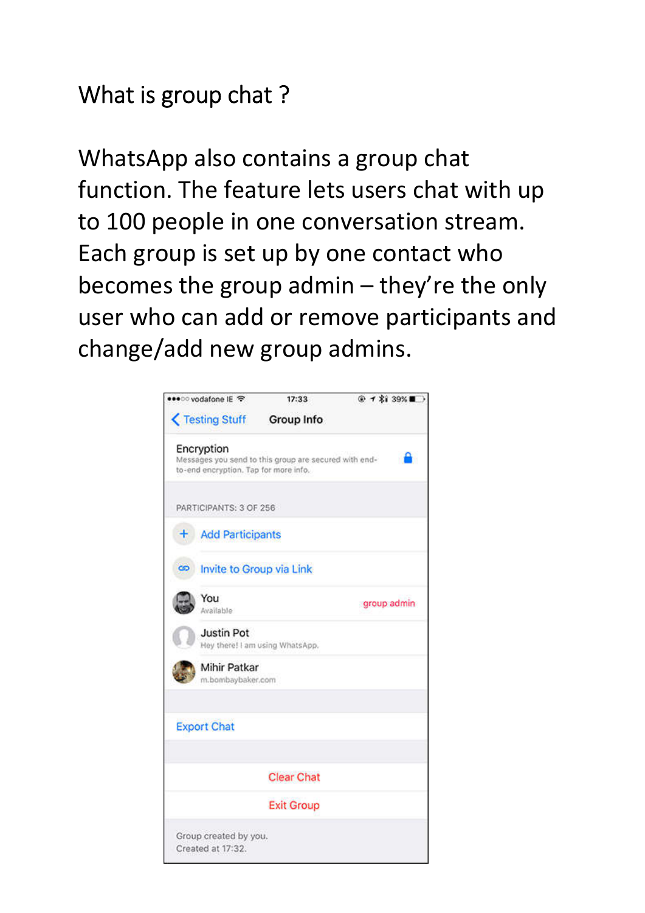# What is group chat ?

WhatsApp also contains a group chat function. The feature lets users chat with up to 100 people in one conversation stream. Each group is set up by one contact who becomes the group admin – they're the only user who can add or remove participants and change/add new group admins.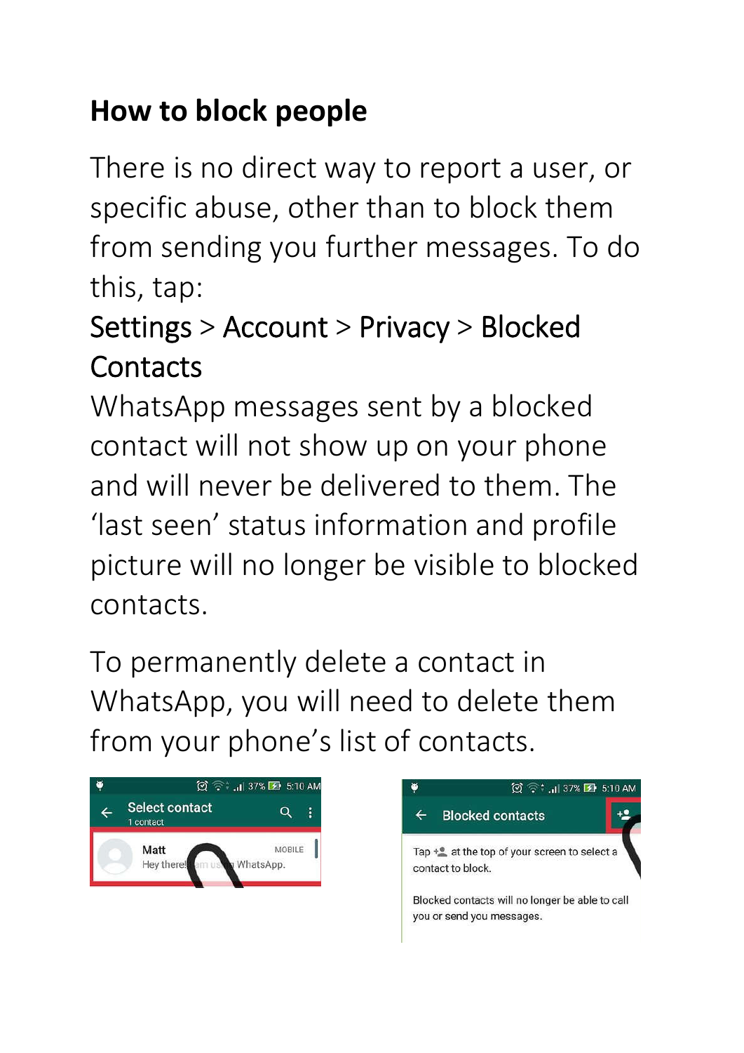## How to block people

There is no direct way to report a user, or specific abuse, other than to block them from sending you further messages. To do this, tap:

Settings > Account > Privacy > Blocked Contacts

WhatsApp messages sent by a blocked contact will not show up on your phone and will never be delivered to them. The ‘last seen’ status information and profile picture will no longer be visible to blocked contacts.

To permanently delete a contact in WhatsApp, you will need to delete them from your phone’s list of contacts.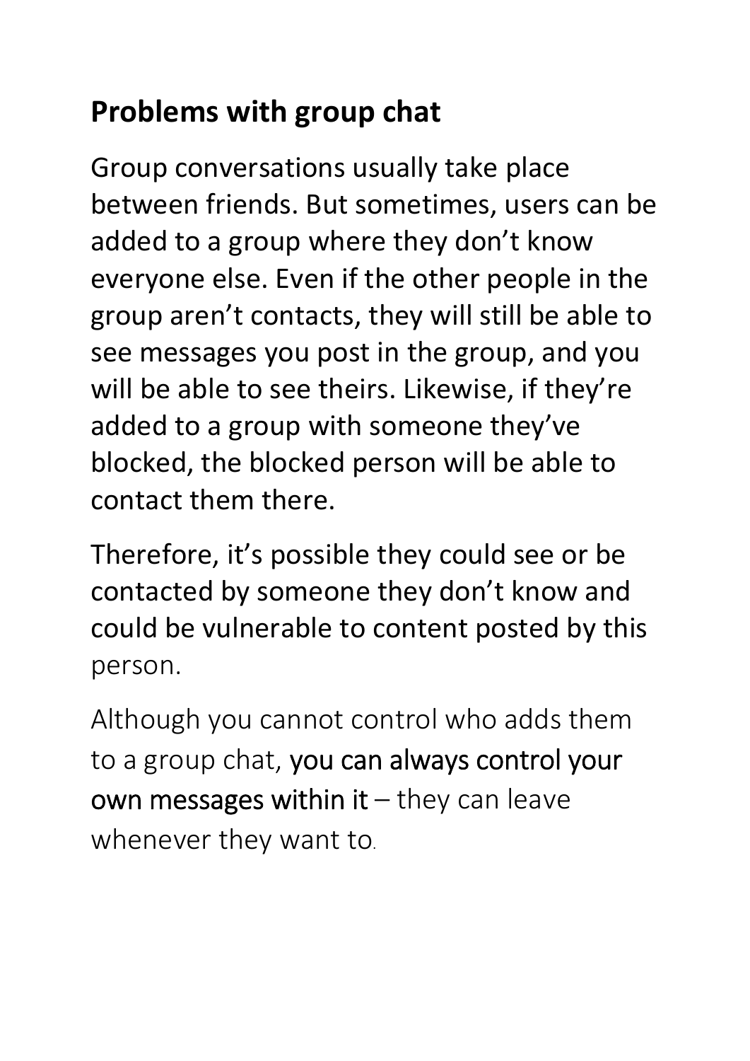## Problems with group chat

Group conversations usually take place between friends. But sometimes, users can be added to a group where they don't know everyone else. Even if the other people in the group aren't contacts, they will still be able to see messages you post in the group, and you will be able to see theirs. Likewise, if they're added to a group with someone they've blocked, the blocked person will be able to contact them there.

Therefore, it's possible they could see or be contacted by someone they don't know and could be vulnerable to content posted by this person.

Although you cannot control who adds them to a group chat, you can always control your own messages within it – they can leave whenever they want to.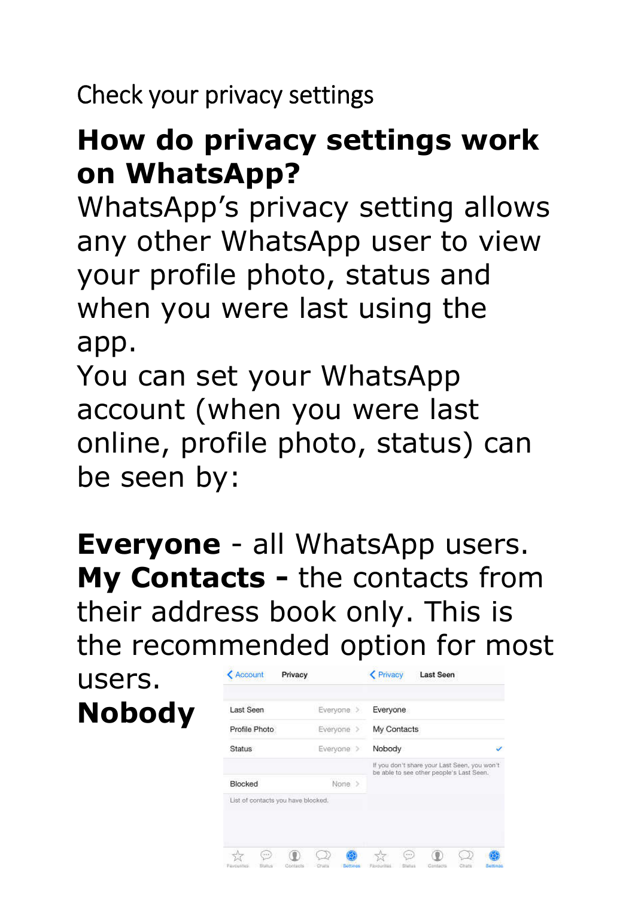Check your privacy settings

## How do privacy settings work on WhatsApp?

WhatsApp's privacy setting allows any other WhatsApp user to view your profile photo, status and when you were last using the app.
You can set your WhatsApp account (when you were last online, profile photo, status) can be seen by:

**Everyone** - all WhatsApp users.
**My Contacts -** the contacts from their address book only. This is the recommended option for most users.
**Nobody**

< Account Privacy

Last Seen Everyone >
Profile Photo Everyone >
Status Everyone >

Blocked None >
List of contacts you have blocked.

< Privacy Last Seen

Everyone
My Contacts
Nobody ✓
If you don't share your Last Seen, you won't be able to see other people's Last Seen.

Favourites Status Contacts Chats Settings